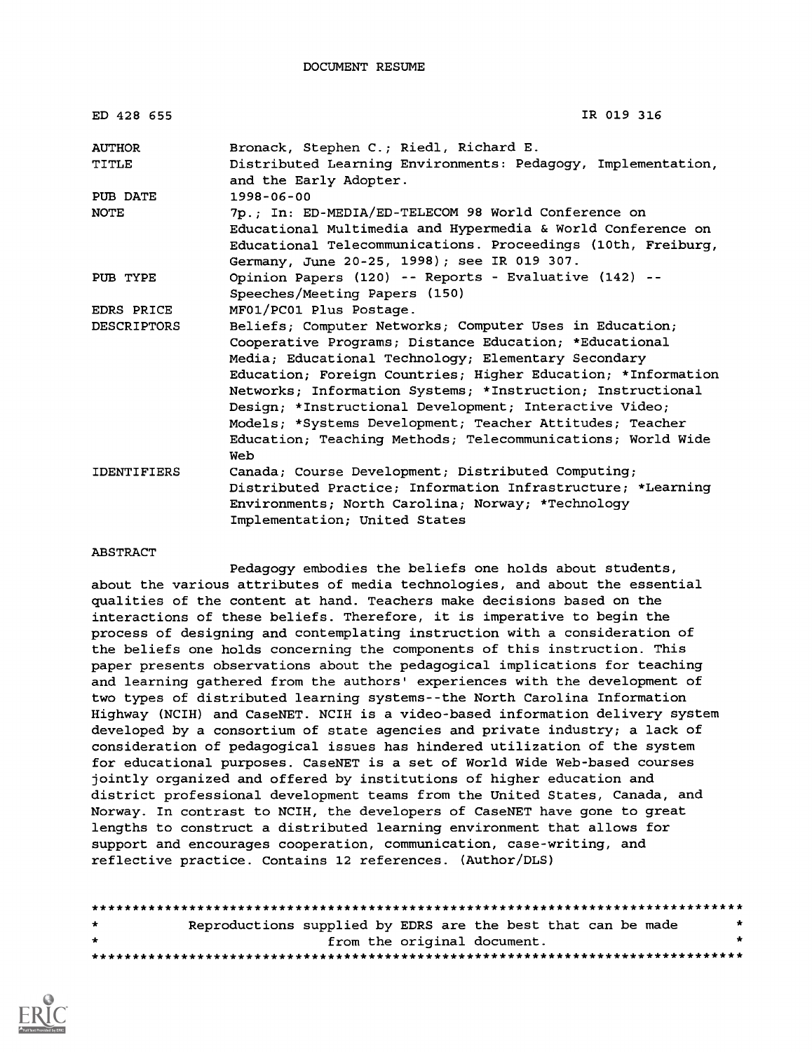DOCUMENT RESUME

| | |
|---|---|
| ED 428 655 | IR 019 316 |
| AUTHOR | Bronack, Stephen C.; Riedl, Richard E. |
| TITLE | Distributed Learning Environments: Pedagogy, Implementation, and the Early Adopter. |
| PUB DATE | 1998-06-00 |
| NOTE | 7p.; In: ED-MEDIA/ED-TELECOM 98 World Conference on Educational Multimedia and Hypermedia & World Conference on Educational Telecommunications. Proceedings (10th, Freiburg, Germany, June 20-25, 1998); see IR 019 307. |
| PUB TYPE | Opinion Papers (120) -- Reports - Evaluative (142) -- Speeches/Meeting Papers (150) |
| EDRS PRICE | MF01/PC01 Plus Postage. |
| DESCRIPTORS | Beliefs; Computer Networks; Computer Uses in Education; Cooperative Programs; Distance Education; *Educational Media; Educational Technology; Elementary Secondary Education; Foreign Countries; Higher Education; *Information Networks; Information Systems; *Instruction; Instructional Design; *Instructional Development; Interactive Video; Models; *Systems Development; Teacher Attitudes; Teacher Education; Teaching Methods; Telecommunications; World Wide Web |
| IDENTIFIERS | Canada; Course Development; Distributed Computing; Distributed Practice; Information Infrastructure; *Learning Environments; North Carolina; Norway; *Technology Implementation; United States |

ABSTRACT

Pedagogy embodies the beliefs one holds about students, about the various attributes of media technologies, and about the essential qualities of the content at hand. Teachers make decisions based on the interactions of these beliefs. Therefore, it is imperative to begin the process of designing and contemplating instruction with a consideration of the beliefs one holds concerning the components of this instruction. This paper presents observations about the pedagogical implications for teaching and learning gathered from the authors' experiences with the development of two types of distributed learning systems--the North Carolina Information Highway (NCIH) and CaseNET. NCIH is a video-based information delivery system developed by a consortium of state agencies and private industry; a lack of consideration of pedagogical issues has hindered utilization of the system for educational purposes. CaseNET is a set of World Wide Web-based courses jointly organized and offered by institutions of higher education and district professional development teams from the United States, Canada, and Norway. In contrast to NCIH, the developers of CaseNET have gone to great lengths to construct a distributed learning environment that allows for support and encourages cooperation, communication, case-writing, and reflective practice. Contains 12 references. (Author/DLS)

********************************************************************************
* Reproductions supplied by EDRS are the best that can be made *
* from the original document. *
********************************************************************************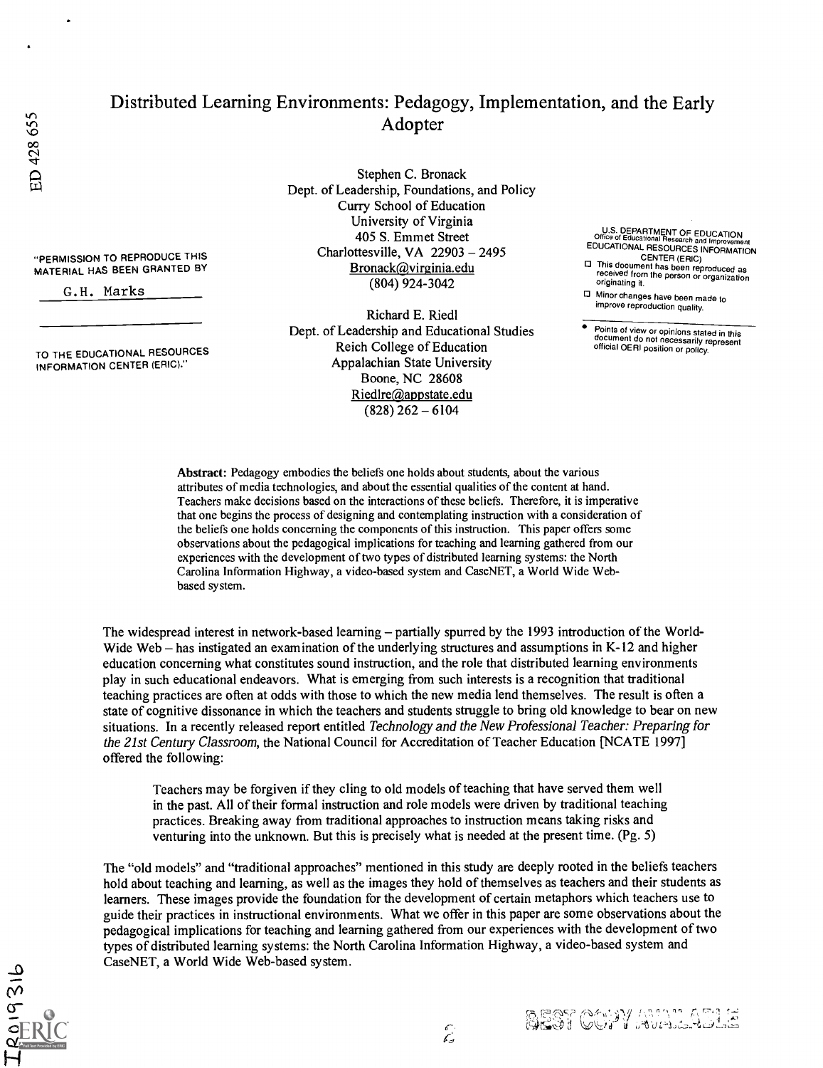# Distributed Learning Environments: Pedagogy, Implementation, and the Early Adopter

Stephen C. Bronack
Dept. of Leadership, Foundations, and Policy
Curry School of Education
University of Virginia
405 S. Emmet Street
Charlottesville, VA 22903 – 2495
Bronack@virginia.edu
(804) 924-3042

Richard E. Riedl
Dept. of Leadership and Educational Studies
Reich College of Education
Appalachian State University
Boone, NC 28608
Riedlre@appstate.edu
(828) 262 – 6104

**Abstract:** Pedagogy embodies the beliefs one holds about students, about the various attributes of media technologies, and about the essential qualities of the content at hand. Teachers make decisions based on the interactions of these beliefs. Therefore, it is imperative that one begins the process of designing and contemplating instruction with a consideration of the beliefs one holds concerning the components of this instruction. This paper offers some observations about the pedagogical implications for teaching and learning gathered from our experiences with the development of two types of distributed learning systems: the North Carolina Information Highway, a video-based system and CaseNET, a World Wide Web-based system.

The widespread interest in network-based learning – partially spurred by the 1993 introduction of the World-Wide Web – has instigated an examination of the underlying structures and assumptions in K-12 and higher education concerning what constitutes sound instruction, and the role that distributed learning environments play in such educational endeavors. What is emerging from such interests is a recognition that traditional teaching practices are often at odds with those to which the new media lend themselves. The result is often a state of cognitive dissonance in which the teachers and students struggle to bring old knowledge to bear on new situations. In a recently released report entitled *Technology and the New Professional Teacher: Preparing for the 21st Century Classroom*, the National Council for Accreditation of Teacher Education [NCATE 1997] offered the following:

> Teachers may be forgiven if they cling to old models of teaching that have served them well in the past. All of their formal instruction and role models were driven by traditional teaching practices. Breaking away from traditional approaches to instruction means taking risks and venturing into the unknown. But this is precisely what is needed at the present time. (Pg. 5)

The "old models" and "traditional approaches" mentioned in this study are deeply rooted in the beliefs teachers hold about teaching and learning, as well as the images they hold of themselves as teachers and their students as learners. These images provide the foundation for the development of certain metaphors which teachers use to guide their practices in instructional environments. What we offer in this paper are some observations about the pedagogical implications for teaching and learning gathered from our experiences with the development of two types of distributed learning systems: the North Carolina Information Highway, a video-based system and CaseNET, a World Wide Web-based system.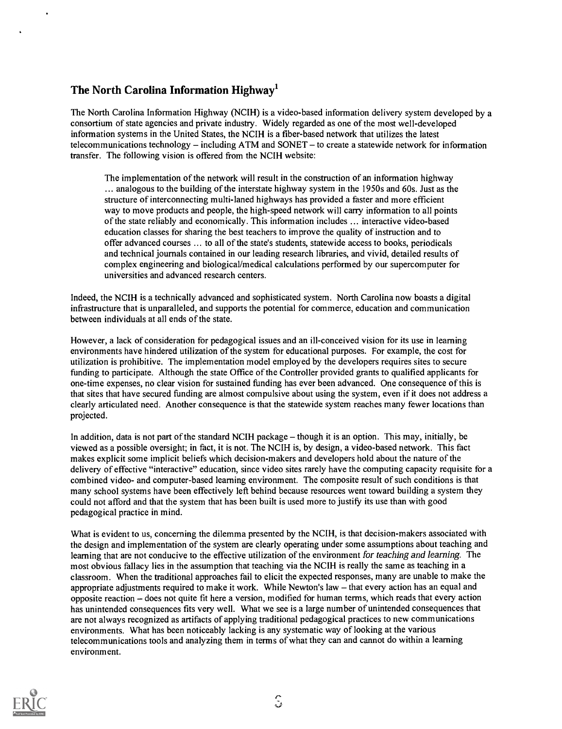## The North Carolina Information Highway[1]

The North Carolina Information Highway (NCIH) is a video-based information delivery system developed by a consortium of state agencies and private industry. Widely regarded as one of the most well-developed information systems in the United States, the NCIH is a fiber-based network that utilizes the latest telecommunications technology – including ATM and SONET – to create a statewide network for information transfer. The following vision is offered from the NCIH website:

> The implementation of the network will result in the construction of an information highway … analogous to the building of the interstate highway system in the 1950s and 60s. Just as the structure of interconnecting multi-laned highways has provided a faster and more efficient way to move products and people, the high-speed network will carry information to all points of the state reliably and economically. This information includes … interactive video-based education classes for sharing the best teachers to improve the quality of instruction and to offer advanced courses … to all of the state's students, statewide access to books, periodicals and technical journals contained in our leading research libraries, and vivid, detailed results of complex engineering and biological/medical calculations performed by our supercomputer for universities and advanced research centers.

Indeed, the NCIH is a technically advanced and sophisticated system. North Carolina now boasts a digital infrastructure that is unparalleled, and supports the potential for commerce, education and communication between individuals at all ends of the state.

However, a lack of consideration for pedagogical issues and an ill-conceived vision for its use in learning environments have hindered utilization of the system for educational purposes. For example, the cost for utilization is prohibitive. The implementation model employed by the developers requires sites to secure funding to participate. Although the state Office of the Controller provided grants to qualified applicants for one-time expenses, no clear vision for sustained funding has ever been advanced. One consequence of this is that sites that have secured funding are almost compulsive about using the system, even if it does not address a clearly articulated need. Another consequence is that the statewide system reaches many fewer locations than projected.

In addition, data is not part of the standard NCIH package – though it is an option. This may, initially, be viewed as a possible oversight; in fact, it is not. The NCIH is, by design, a video-based network. This fact makes explicit some implicit beliefs which decision-makers and developers hold about the nature of the delivery of effective "interactive" education, since video sites rarely have the computing capacity requisite for a combined video- and computer-based learning environment. The composite result of such conditions is that many school systems have been effectively left behind because resources went toward building a system they could not afford and that the system that has been built is used more to justify its use than with good pedagogical practice in mind.

What is evident to us, concerning the dilemma presented by the NCIH, is that decision-makers associated with the design and implementation of the system are clearly operating under some assumptions about teaching and learning that are not conducive to the effective utilization of the environment *for teaching and learning*. The most obvious fallacy lies in the assumption that teaching via the NCIH is really the same as teaching in a classroom. When the traditional approaches fail to elicit the expected responses, many are unable to make the appropriate adjustments required to make it work. While Newton's law – that every action has an equal and opposite reaction – does not quite fit here a version, modified for human terms, which reads that every action has unintended consequences fits very well. What we see is a large number of unintended consequences that are not always recognized as artifacts of applying traditional pedagogical practices to new communications environments. What has been noticeably lacking is any systematic way of looking at the various telecommunications tools and analyzing them in terms of what they can and cannot do within a learning environment.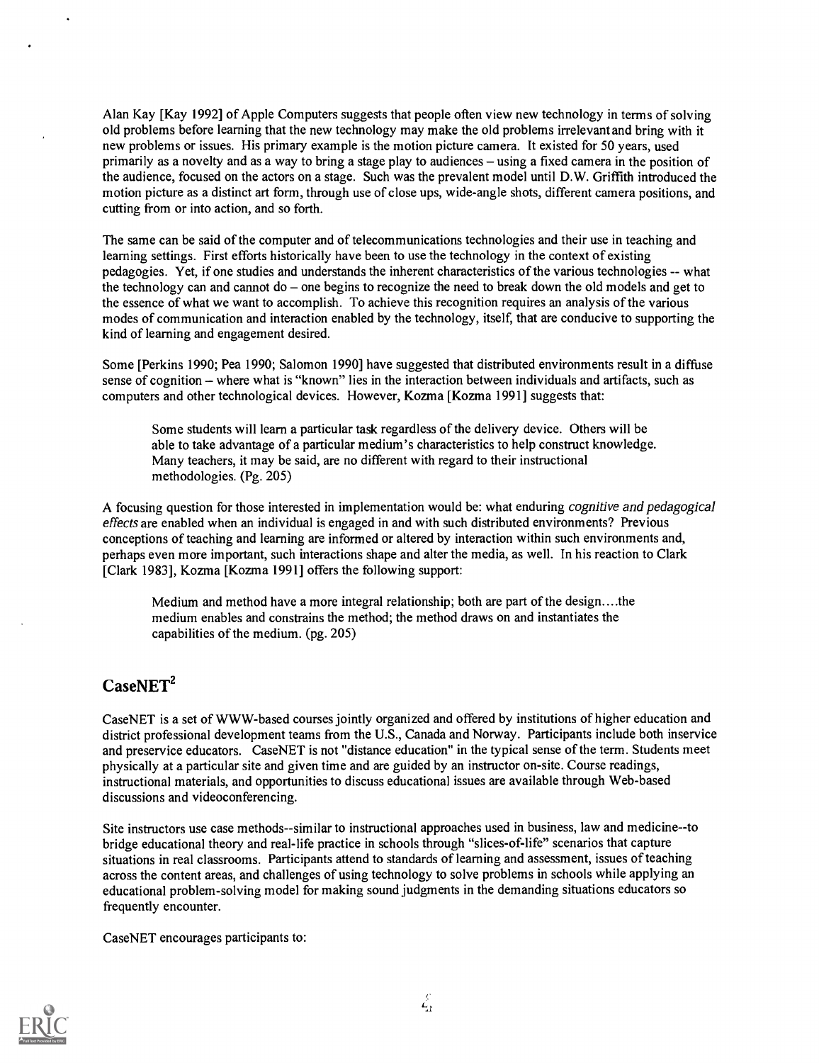Alan Kay [Kay 1992] of Apple Computers suggests that people often view new technology in terms of solving old problems before learning that the new technology may make the old problems irrelevant and bring with it new problems or issues. His primary example is the motion picture camera. It existed for 50 years, used primarily as a novelty and as a way to bring a stage play to audiences – using a fixed camera in the position of the audience, focused on the actors on a stage. Such was the prevalent model until D.W. Griffith introduced the motion picture as a distinct art form, through use of close ups, wide-angle shots, different camera positions, and cutting from or into action, and so forth.

The same can be said of the computer and of telecommunications technologies and their use in teaching and learning settings. First efforts historically have been to use the technology in the context of existing pedagogies. Yet, if one studies and understands the inherent characteristics of the various technologies -- what the technology can and cannot do – one begins to recognize the need to break down the old models and get to the essence of what we want to accomplish. To achieve this recognition requires an analysis of the various modes of communication and interaction enabled by the technology, itself, that are conducive to supporting the kind of learning and engagement desired.

Some [Perkins 1990; Pea 1990; Salomon 1990] have suggested that distributed environments result in a diffuse sense of cognition – where what is "known" lies in the interaction between individuals and artifacts, such as computers and other technological devices. However, Kozma [Kozma 1991] suggests that:

> Some students will learn a particular task regardless of the delivery device. Others will be able to take advantage of a particular medium's characteristics to help construct knowledge. Many teachers, it may be said, are no different with regard to their instructional methodologies. (Pg. 205)

A focusing question for those interested in implementation would be: what enduring *cognitive and pedagogical effects* are enabled when an individual is engaged in and with such distributed environments? Previous conceptions of teaching and learning are informed or altered by interaction within such environments and, perhaps even more important, such interactions shape and alter the media, as well. In his reaction to Clark [Clark 1983], Kozma [Kozma 1991] offers the following support:

> Medium and method have a more integral relationship; both are part of the design....the medium enables and constrains the method; the method draws on and instantiates the capabilities of the medium. (pg. 205)

## CaseNET[2]

CaseNET is a set of WWW-based courses jointly organized and offered by institutions of higher education and district professional development teams from the U.S., Canada and Norway. Participants include both inservice and preservice educators. CaseNET is not "distance education" in the typical sense of the term. Students meet physically at a particular site and given time and are guided by an instructor on-site. Course readings, instructional materials, and opportunities to discuss educational issues are available through Web-based discussions and videoconferencing.

Site instructors use case methods--similar to instructional approaches used in business, law and medicine--to bridge educational theory and real-life practice in schools through "slices-of-life" scenarios that capture situations in real classrooms. Participants attend to standards of learning and assessment, issues of teaching across the content areas, and challenges of using technology to solve problems in schools while applying an educational problem-solving model for making sound judgments in the demanding situations educators so frequently encounter.

CaseNET encourages participants to: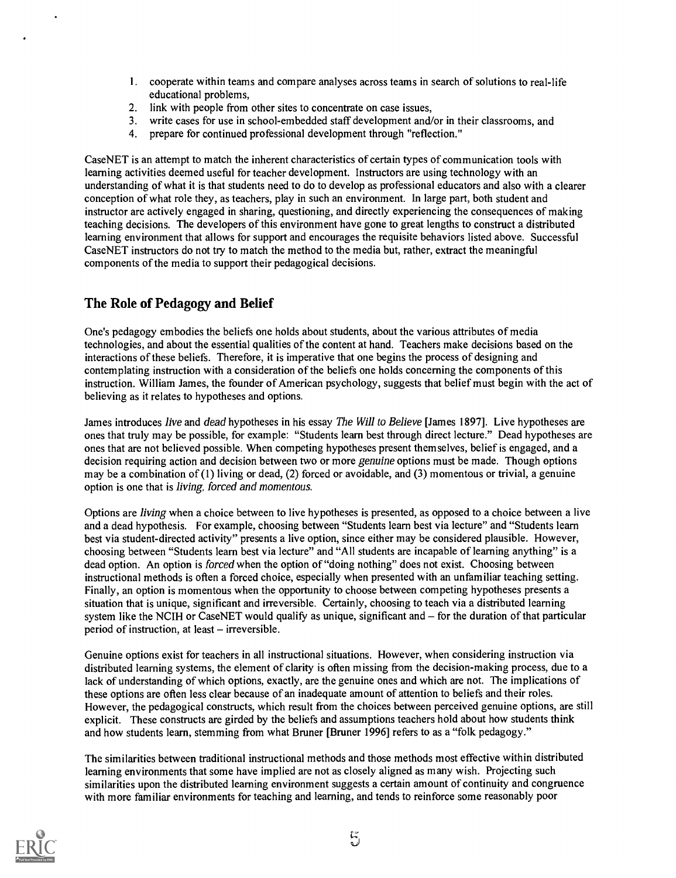1. cooperate within teams and compare analyses across teams in search of solutions to real-life educational problems,
2. link with people from other sites to concentrate on case issues,
3. write cases for use in school-embedded staff development and/or in their classrooms, and
4. prepare for continued professional development through "reflection."

CaseNET is an attempt to match the inherent characteristics of certain types of communication tools with learning activities deemed useful for teacher development. Instructors are using technology with an understanding of what it is that students need to do to develop as professional educators and also with a clearer conception of what role they, as teachers, play in such an environment. In large part, both student and instructor are actively engaged in sharing, questioning, and directly experiencing the consequences of making teaching decisions. The developers of this environment have gone to great lengths to construct a distributed learning environment that allows for support and encourages the requisite behaviors listed above. Successful CaseNET instructors do not try to match the method to the media but, rather, extract the meaningful components of the media to support their pedagogical decisions.

## The Role of Pedagogy and Belief

One's pedagogy embodies the beliefs one holds about students, about the various attributes of media technologies, and about the essential qualities of the content at hand. Teachers make decisions based on the interactions of these beliefs. Therefore, it is imperative that one begins the process of designing and contemplating instruction with a consideration of the beliefs one holds concerning the components of this instruction. William James, the founder of American psychology, suggests that belief must begin with the act of believing as it relates to hypotheses and options.

James introduces *live* and *dead* hypotheses in his essay *The Will to Believe* [James 1897]. Live hypotheses are ones that truly may be possible, for example: "Students learn best through direct lecture." Dead hypotheses are ones that are not believed possible. When competing hypotheses present themselves, belief is engaged, and a decision requiring action and decision between two or more *genuine* options must be made. Though options may be a combination of (1) living or dead, (2) forced or avoidable, and (3) momentous or trivial, a genuine option is one that is *living, forced and momentous.*

Options are *living* when a choice between to live hypotheses is presented, as opposed to a choice between a live and a dead hypothesis. For example, choosing between "Students learn best via lecture" and "Students learn best via student-directed activity" presents a live option, since either may be considered plausible. However, choosing between "Students learn best via lecture" and "All students are incapable of learning anything" is a dead option. An option is *forced* when the option of "doing nothing" does not exist. Choosing between instructional methods is often a forced choice, especially when presented with an unfamiliar teaching setting. Finally, an option is momentous when the opportunity to choose between competing hypotheses presents a situation that is unique, significant and irreversible. Certainly, choosing to teach via a distributed learning system like the NCIH or CaseNET would qualify as unique, significant and – for the duration of that particular period of instruction, at least – irreversible.

Genuine options exist for teachers in all instructional situations. However, when considering instruction via distributed learning systems, the element of clarity is often missing from the decision-making process, due to a lack of understanding of which options, exactly, are the genuine ones and which are not. The implications of these options are often less clear because of an inadequate amount of attention to beliefs and their roles. However, the pedagogical constructs, which result from the choices between perceived genuine options, are still explicit. These constructs are girded by the beliefs and assumptions teachers hold about how students think and how students learn, stemming from what Bruner [Bruner 1996] refers to as a "folk pedagogy."

The similarities between traditional instructional methods and those methods most effective within distributed learning environments that some have implied are not as closely aligned as many wish. Projecting such similarities upon the distributed learning environment suggests a certain amount of continuity and congruence with more familiar environments for teaching and learning, and tends to reinforce some reasonably poor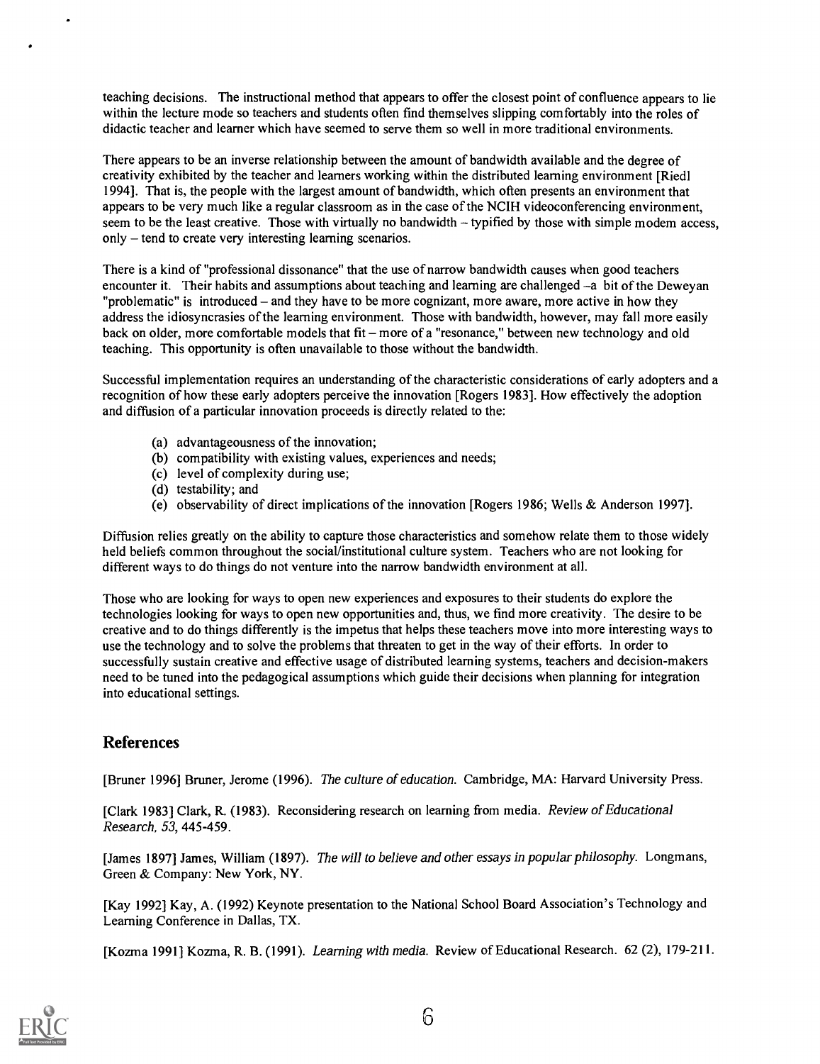teaching decisions. The instructional method that appears to offer the closest point of confluence appears to lie within the lecture mode so teachers and students often find themselves slipping comfortably into the roles of didactic teacher and learner which have seemed to serve them so well in more traditional environments.

There appears to be an inverse relationship between the amount of bandwidth available and the degree of creativity exhibited by the teacher and learners working within the distributed learning environment [Riedl 1994]. That is, the people with the largest amount of bandwidth, which often presents an environment that appears to be very much like a regular classroom as in the case of the NCIH videoconferencing environment, seem to be the least creative. Those with virtually no bandwidth – typified by those with simple modem access, only – tend to create very interesting learning scenarios.

There is a kind of "professional dissonance" that the use of narrow bandwidth causes when good teachers encounter it. Their habits and assumptions about teaching and learning are challenged –a bit of the Deweyan "problematic" is introduced – and they have to be more cognizant, more aware, more active in how they address the idiosyncrasies of the learning environment. Those with bandwidth, however, may fall more easily back on older, more comfortable models that fit – more of a "resonance," between new technology and old teaching. This opportunity is often unavailable to those without the bandwidth.

Successful implementation requires an understanding of the characteristic considerations of early adopters and a recognition of how these early adopters perceive the innovation [Rogers 1983]. How effectively the adoption and diffusion of a particular innovation proceeds is directly related to the:

(a) advantageousness of the innovation;
(b) compatibility with existing values, experiences and needs;
(c) level of complexity during use;
(d) testability; and
(e) observability of direct implications of the innovation [Rogers 1986; Wells & Anderson 1997].

Diffusion relies greatly on the ability to capture those characteristics and somehow relate them to those widely held beliefs common throughout the social/institutional culture system. Teachers who are not looking for different ways to do things do not venture into the narrow bandwidth environment at all.

Those who are looking for ways to open new experiences and exposures to their students do explore the technologies looking for ways to open new opportunities and, thus, we find more creativity. The desire to be creative and to do things differently is the impetus that helps these teachers move into more interesting ways to use the technology and to solve the problems that threaten to get in the way of their efforts. In order to successfully sustain creative and effective usage of distributed learning systems, teachers and decision-makers need to be tuned into the pedagogical assumptions which guide their decisions when planning for integration into educational settings.

## References

[Bruner 1996] Bruner, Jerome (1996). *The culture of education.* Cambridge, MA: Harvard University Press.

[Clark 1983] Clark, R. (1983). Reconsidering research on learning from media. *Review of Educational Research, 53,* 445-459.

[James 1897] James, William (1897). *The will to believe and other essays in popular philosophy.* Longmans, Green & Company: New York, NY.

[Kay 1992] Kay, A. (1992) Keynote presentation to the National School Board Association's Technology and Learning Conference in Dallas, TX.

[Kozma 1991] Kozma, R. B. (1991). *Learning with media.* Review of Educational Research. 62 (2), 179-211.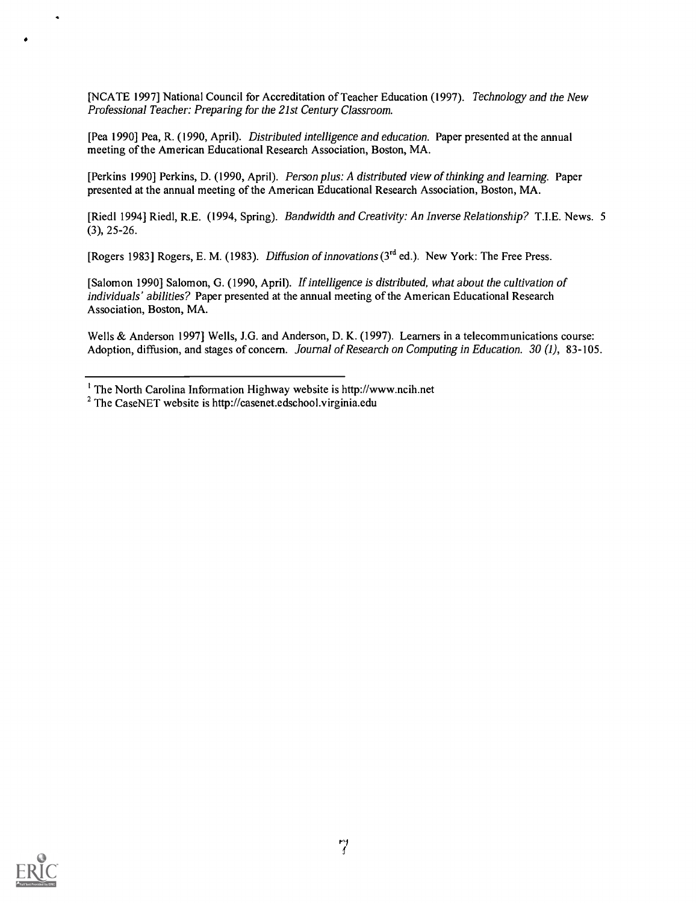[NCATE 1997] National Council for Accreditation of Teacher Education (1997). *Technology and the New Professional Teacher: Preparing for the 21st Century Classroom.*

[Pea 1990] Pea, R. (1990, April). *Distributed intelligence and education.* Paper presented at the annual meeting of the American Educational Research Association, Boston, MA.

[Perkins 1990] Perkins, D. (1990, April). *Person plus: A distributed view of thinking and learning.* Paper presented at the annual meeting of the American Educational Research Association, Boston, MA.

[Riedl 1994] Riedl, R.E. (1994, Spring). *Bandwidth and Creativity: An Inverse Relationship?* T.I.E. News. 5 (3), 25-26.

[Rogers 1983] Rogers, E. M. (1983). *Diffusion of innovations* (3rd ed.). New York: The Free Press.

[Salomon 1990] Salomon, G. (1990, April). *If intelligence is distributed, what about the cultivation of individuals' abilities?* Paper presented at the annual meeting of the American Educational Research Association, Boston, MA.

Wells & Anderson 1997] Wells, J.G. and Anderson, D. K. (1997). Learners in a telecommunications course: Adoption, diffusion, and stages of concern. *Journal of Research on Computing in Education. 30 (1),* 83-105.

---

[1] The North Carolina Information Highway website is http://www.ncih.net

[2] The CaseNET website is http://casenet.edschool.virginia.edu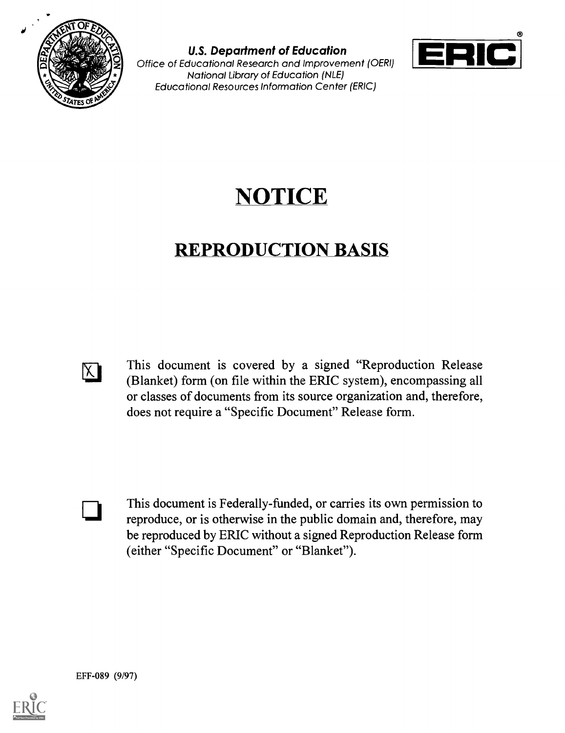**U.S. Department of Education**
*Office of Educational Research and Improvement (OERI)*
*National Library of Education (NLE)*
*Educational Resources Information Center (ERIC)*

ERIC®

# NOTICE

## REPRODUCTION BASIS

[X] This document is covered by a signed "Reproduction Release (Blanket) form (on file within the ERIC system), encompassing all or classes of documents from its source organization and, therefore, does not require a "Specific Document" Release form.

[ ] This document is Federally-funded, or carries its own permission to reproduce, or is otherwise in the public domain and, therefore, may be reproduced by ERIC without a signed Reproduction Release form (either "Specific Document" or "Blanket").

EFF-089 (9/97)